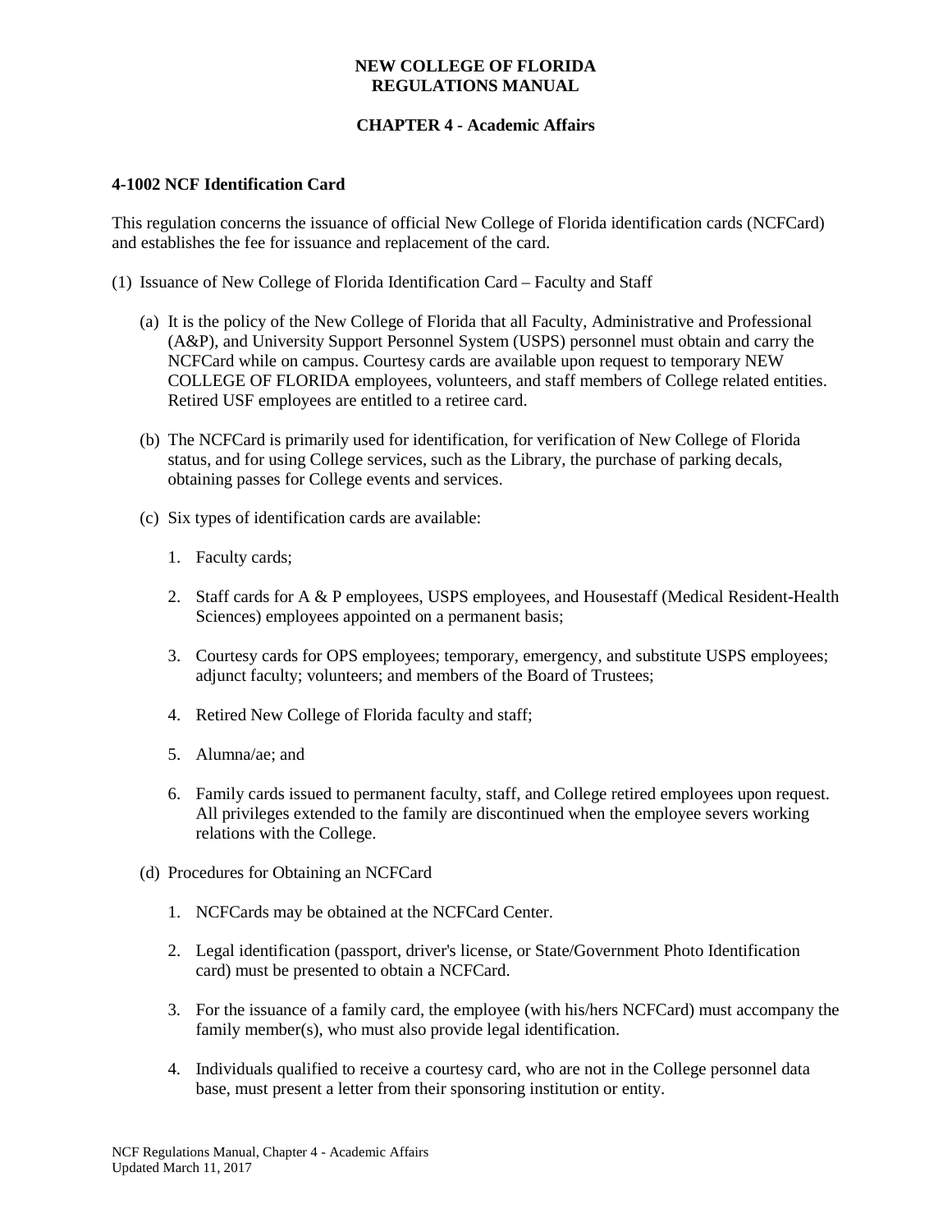# NEW COLLEGE OF FLORIDA
# REGULATIONS MANUAL

## CHAPTER 4 - Academic Affairs

### 4-1002 NCF Identification Card

This regulation concerns the issuance of official New College of Florida identification cards (NCFCard) and establishes the fee for issuance and replacement of the card.

(1) Issuance of New College of Florida Identification Card – Faculty and Staff

(a) It is the policy of the New College of Florida that all Faculty, Administrative and Professional (A&P), and University Support Personnel System (USPS) personnel must obtain and carry the NCFCard while on campus. Courtesy cards are available upon request to temporary NEW COLLEGE OF FLORIDA employees, volunteers, and staff members of College related entities. Retired USF employees are entitled to a retiree card.

(b) The NCFCard is primarily used for identification, for verification of New College of Florida status, and for using College services, such as the Library, the purchase of parking decals, obtaining passes for College events and services.

(c) Six types of identification cards are available:

1. Faculty cards;

2. Staff cards for A & P employees, USPS employees, and Housestaff (Medical Resident-Health Sciences) employees appointed on a permanent basis;

3. Courtesy cards for OPS employees; temporary, emergency, and substitute USPS employees; adjunct faculty; volunteers; and members of the Board of Trustees;

4. Retired New College of Florida faculty and staff;

5. Alumna/ae; and

6. Family cards issued to permanent faculty, staff, and College retired employees upon request. All privileges extended to the family are discontinued when the employee severs working relations with the College.

(d) Procedures for Obtaining an NCFCard

1. NCFCards may be obtained at the NCFCard Center.

2. Legal identification (passport, driver's license, or State/Government Photo Identification card) must be presented to obtain a NCFCard.

3. For the issuance of a family card, the employee (with his/hers NCFCard) must accompany the family member(s), who must also provide legal identification.

4. Individuals qualified to receive a courtesy card, who are not in the College personnel data base, must present a letter from their sponsoring institution or entity.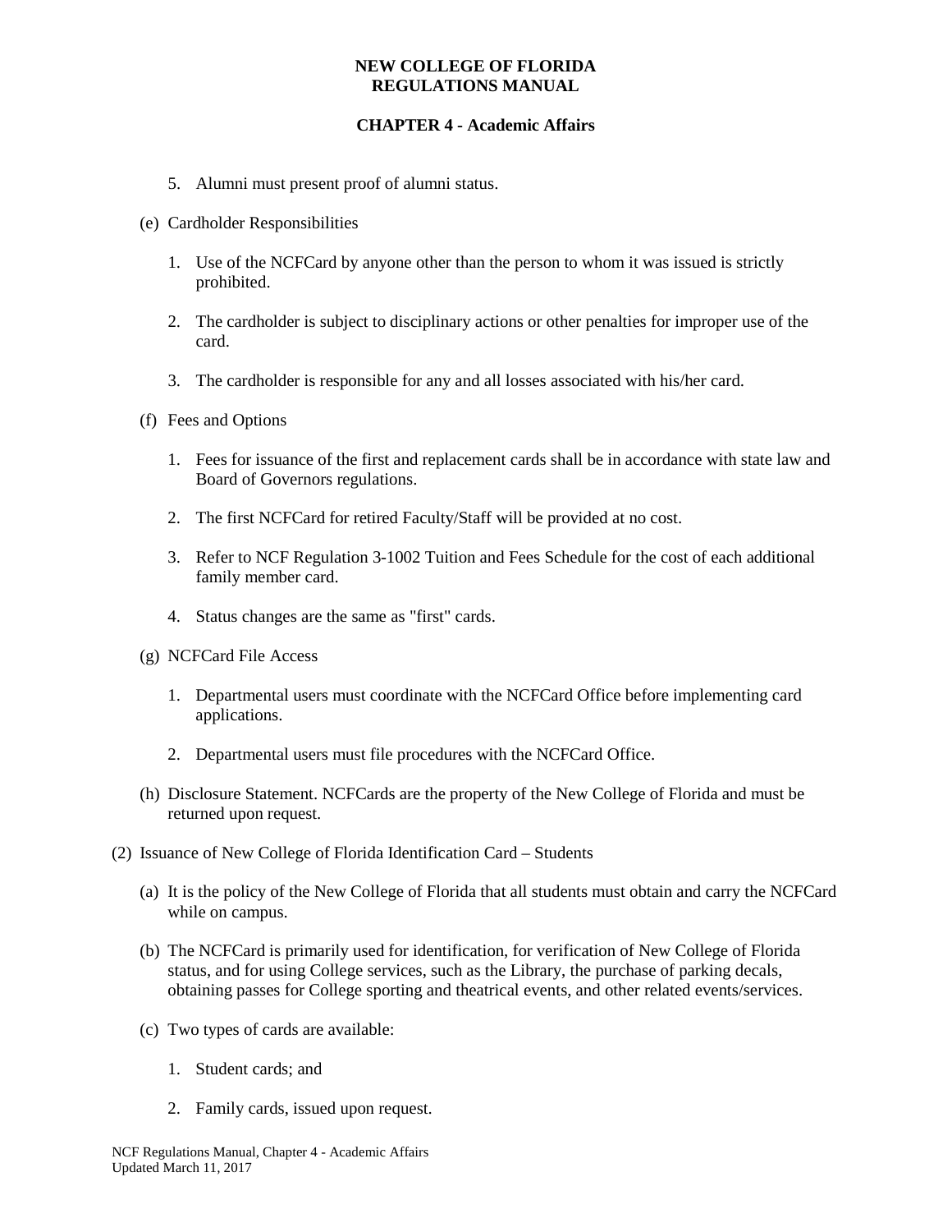5. Alumni must present proof of alumni status.

(e) Cardholder Responsibilities

1. Use of the NCFCard by anyone other than the person to whom it was issued is strictly prohibited.

2. The cardholder is subject to disciplinary actions or other penalties for improper use of the card.

3. The cardholder is responsible for any and all losses associated with his/her card.

(f) Fees and Options

1. Fees for issuance of the first and replacement cards shall be in accordance with state law and Board of Governors regulations.

2. The first NCFCard for retired Faculty/Staff will be provided at no cost.

3. Refer to NCF Regulation 3-1002 Tuition and Fees Schedule for the cost of each additional family member card.

4. Status changes are the same as "first" cards.

(g) NCFCard File Access

1. Departmental users must coordinate with the NCFCard Office before implementing card applications.

2. Departmental users must file procedures with the NCFCard Office.

(h) Disclosure Statement. NCFCards are the property of the New College of Florida and must be returned upon request.

(2) Issuance of New College of Florida Identification Card – Students

(a) It is the policy of the New College of Florida that all students must obtain and carry the NCFCard while on campus.

(b) The NCFCard is primarily used for identification, for verification of New College of Florida status, and for using College services, such as the Library, the purchase of parking decals, obtaining passes for College sporting and theatrical events, and other related events/services.

(c) Two types of cards are available:

1. Student cards; and

2. Family cards, issued upon request.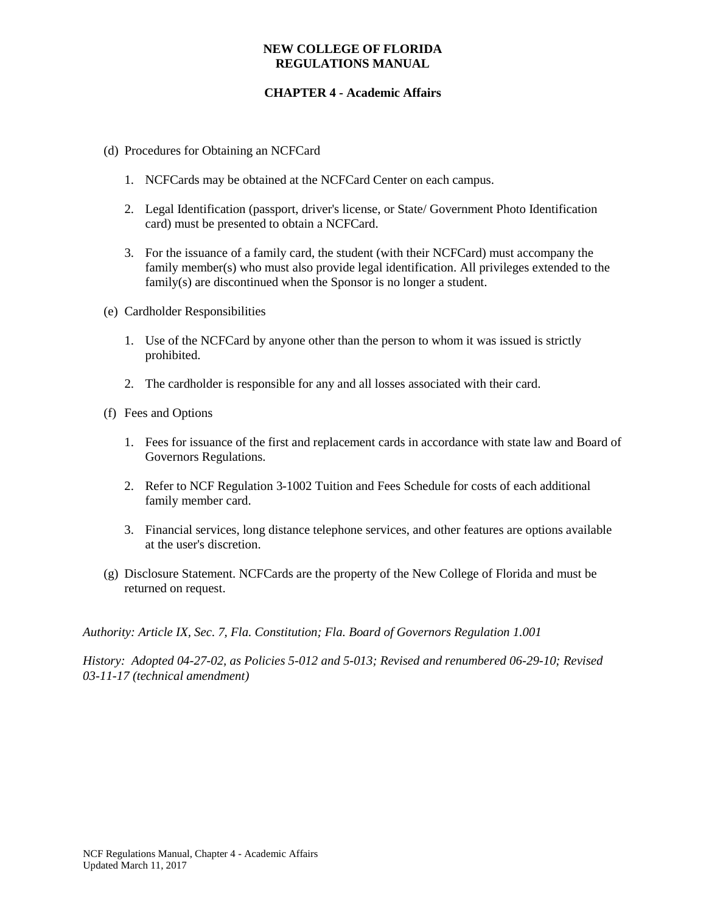(d) Procedures for Obtaining an NCFCard

1. NCFCards may be obtained at the NCFCard Center on each campus.

2. Legal Identification (passport, driver's license, or State/ Government Photo Identification card) must be presented to obtain a NCFCard.

3. For the issuance of a family card, the student (with their NCFCard) must accompany the family member(s) who must also provide legal identification. All privileges extended to the family(s) are discontinued when the Sponsor is no longer a student.

(e) Cardholder Responsibilities

1. Use of the NCFCard by anyone other than the person to whom it was issued is strictly prohibited.

2. The cardholder is responsible for any and all losses associated with their card.

(f) Fees and Options

1. Fees for issuance of the first and replacement cards in accordance with state law and Board of Governors Regulations.

2. Refer to NCF Regulation 3-1002 Tuition and Fees Schedule for costs of each additional family member card.

3. Financial services, long distance telephone services, and other features are options available at the user's discretion.

(g) Disclosure Statement. NCFCards are the property of the New College of Florida and must be returned on request.

*Authority: Article IX, Sec. 7, Fla. Constitution; Fla. Board of Governors Regulation 1.001*

*History: Adopted 04-27-02, as Policies 5-012 and 5-013; Revised and renumbered 06-29-10; Revised 03-11-17 (technical amendment)*